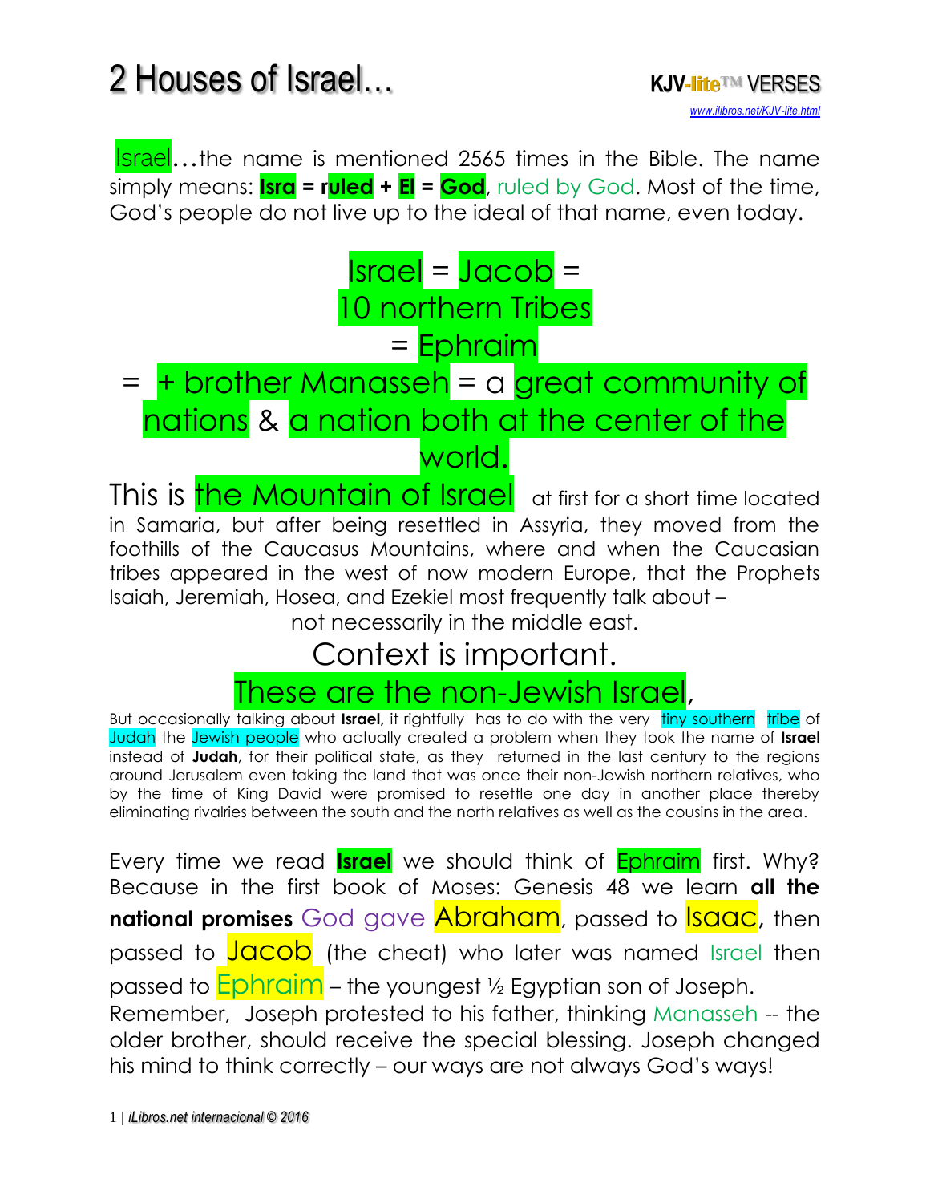# 2 Houses of Israel…

**KJV-lite™ VERSES**

www.ilibros.net/KJV-lite.html

Israel…the name is mentioned 2565 times in the Bible. The name simply means: **Isra = ruled + El = God**, ruled by God. Most of the time, God's people do not live up to the ideal of that name, even today.

Israel = Jacob =
10 northern Tribes
= Ephraim
= + brother Manasseh = a great community of nations & a nation both at the center of the world.

This is the Mountain of Israel at first for a short time located in Samaria, but after being resettled in Assyria, they moved from the foothills of the Caucasus Mountains, where and when the Caucasian tribes appeared in the west of now modern Europe, that the Prophets Isaiah, Jeremiah, Hosea, and Ezekiel most frequently talk about – not necessarily in the middle east.

Context is important.

These are the non-Jewish Israel,

But occasionally talking about **Israel,** it rightfully has to do with the very tiny southern tribe of Judah the Jewish people who actually created a problem when they took the name of **Israel** instead of **Judah**, for their political state, as they returned in the last century to the regions around Jerusalem even taking the land that was once their non-Jewish northern relatives, who by the time of King David were promised to resettle one day in another place thereby eliminating rivalries between the south and the north relatives as well as the cousins in the area.

Every time we read **Israel** we should think of Ephraim first. Why? Because in the first book of Moses: Genesis 48 we learn **all the national promises** God gave Abraham, passed to Isaac, then passed to Jacob (the cheat) who later was named Israel then passed to Ephraim – the youngest ½ Egyptian son of Joseph. Remember, Joseph protested to his father, thinking Manasseh -- the older brother, should receive the special blessing. Joseph changed his mind to think correctly – our ways are not always God's ways!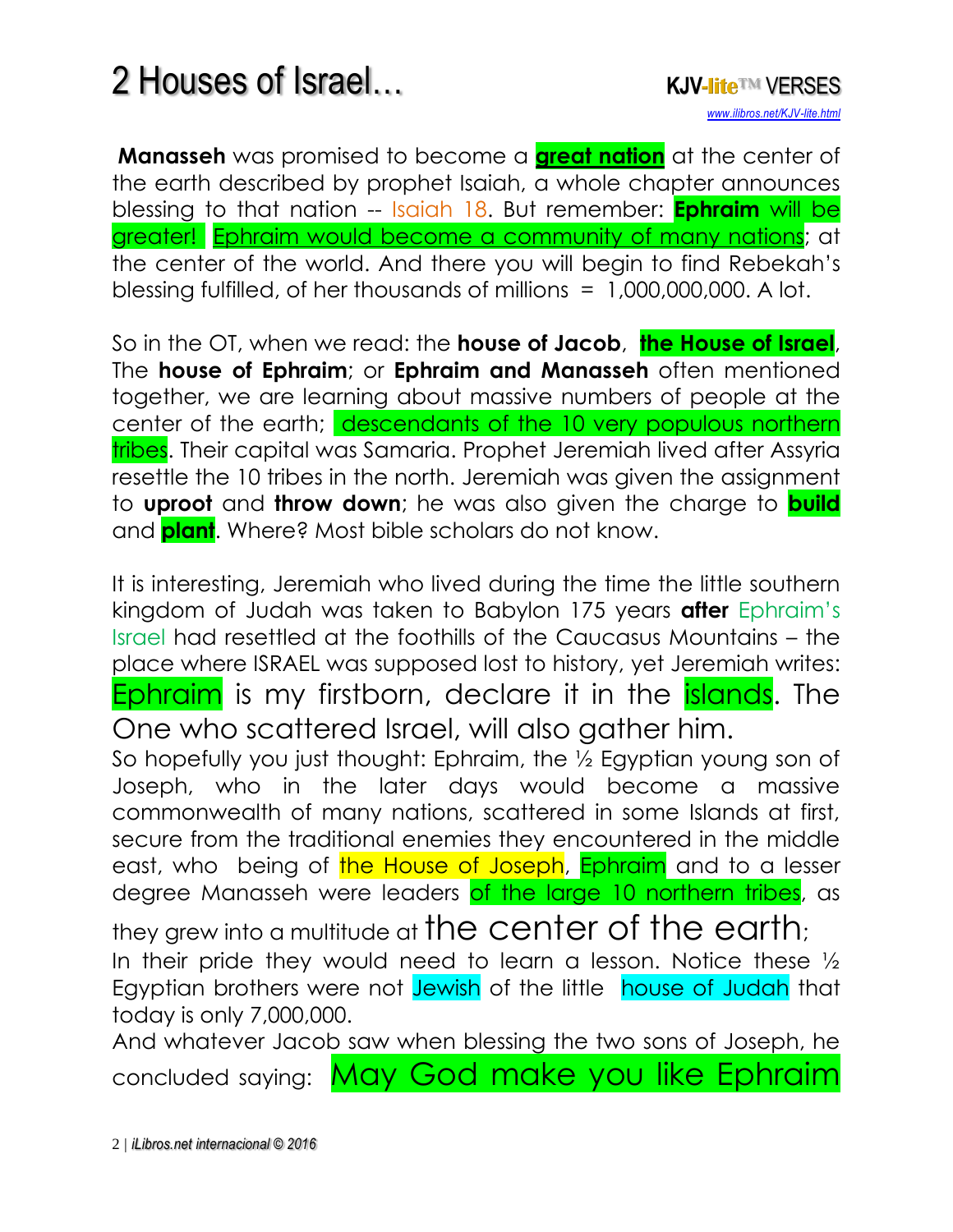**Manasseh** was promised to become a **great nation** at the center of the earth described by prophet Isaiah, a whole chapter announces blessing to that nation -- Isaiah 18. But remember: **Ephraim** will be greater! Ephraim would become a community of many nations; at the center of the world. And there you will begin to find Rebekah's blessing fulfilled, of her thousands of millions = 1,000,000,000. A lot.

So in the OT, when we read: the **house of Jacob**, **the House of Israel**, The **house of Ephraim**; or **Ephraim and Manasseh** often mentioned together, we are learning about massive numbers of people at the center of the earth; descendants of the 10 very populous northern tribes. Their capital was Samaria. Prophet Jeremiah lived after Assyria resettle the 10 tribes in the north. Jeremiah was given the assignment to **uproot** and **throw down**; he was also given the charge to **build** and **plant**. Where? Most bible scholars do not know.

It is interesting, Jeremiah who lived during the time the little southern kingdom of Judah was taken to Babylon 175 years **after** Ephraim's Israel had resettled at the foothills of the Caucasus Mountains – the place where ISRAEL was supposed lost to history, yet Jeremiah writes:

Ephraim is my firstborn, declare it in the islands. The One who scattered Israel, will also gather him.

So hopefully you just thought: Ephraim, the ½ Egyptian young son of Joseph, who in the later days would become a massive commonwealth of many nations, scattered in some Islands at first, secure from the traditional enemies they encountered in the middle east, who being of the House of Joseph, Ephraim and to a lesser degree Manasseh were leaders of the large 10 northern tribes, as they grew into a multitude at the center of the earth;

In their pride they would need to learn a lesson. Notice these ½ Egyptian brothers were not Jewish of the little house of Judah that today is only 7,000,000.

And whatever Jacob saw when blessing the two sons of Joseph, he concluded saying: May God make you like Ephraim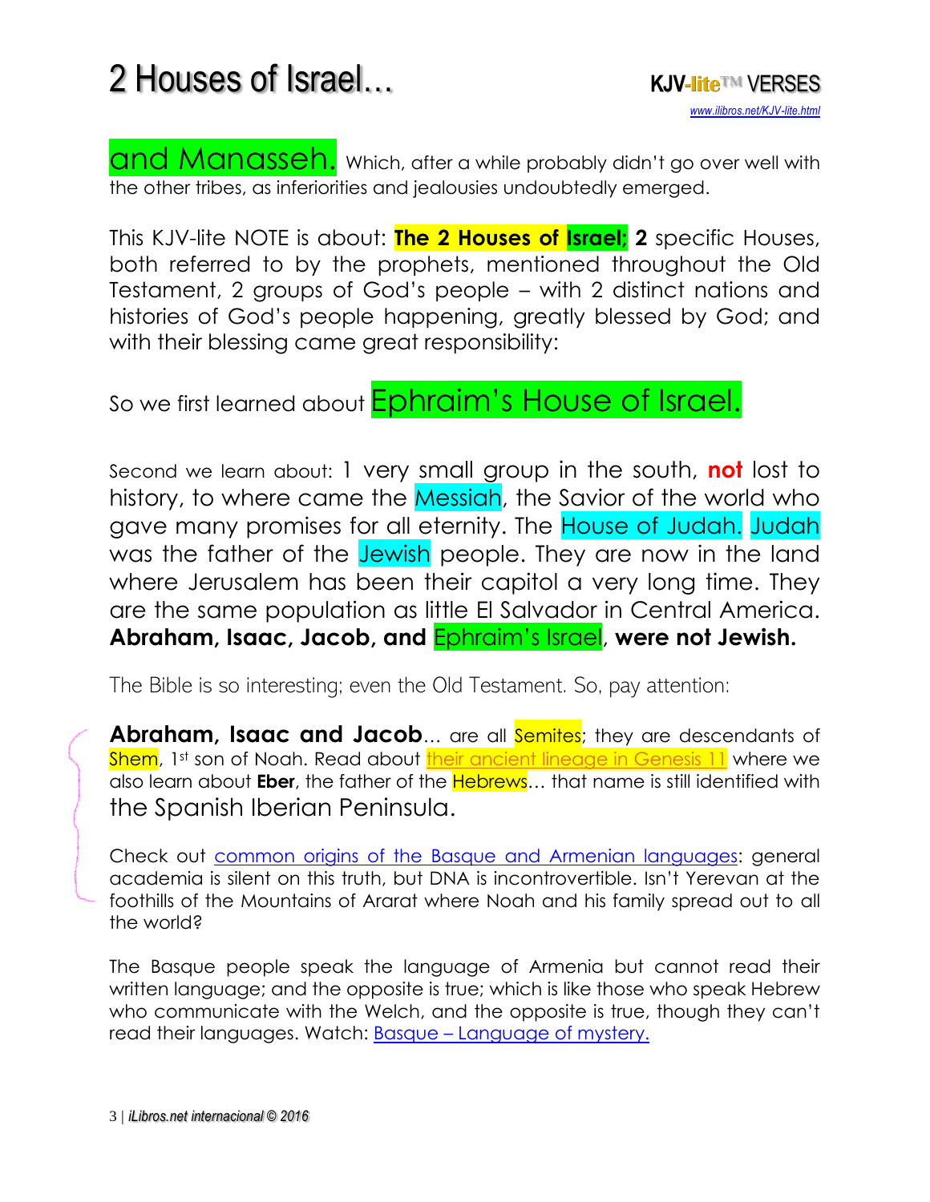and Manasseh. Which, after a while probably didn't go over well with the other tribes, as inferiorities and jealousies undoubtedly emerged.

This KJV-lite NOTE is about: **The 2 Houses of Israel; 2** specific Houses, both referred to by the prophets, mentioned throughout the Old Testament, 2 groups of God's people – with 2 distinct nations and histories of God's people happening, greatly blessed by God; and with their blessing came great responsibility:

So we first learned about Ephraim's House of Israel.

Second we learn about: 1 very small group in the south, **not** lost to history, to where came the Messiah, the Savior of the world who gave many promises for all eternity. The House of Judah. Judah was the father of the Jewish people. They are now in the land where Jerusalem has been their capitol a very long time. They are the same population as little El Salvador in Central America. **Abraham, Isaac, Jacob, and** Ephraim's Israel, **were not Jewish.**

The Bible is so interesting; even the Old Testament. So, pay attention:

**Abraham, Isaac and Jacob**... are all Semites; they are descendants of Shem, 1st son of Noah. Read about their ancient lineage in Genesis 11 where we also learn about **Eber**, the father of the Hebrews... that name is still identified with the Spanish Iberian Peninsula.

Check out common origins of the Basque and Armenian languages: general academia is silent on this truth, but DNA is incontrovertible. Isn't Yerevan at the foothills of the Mountains of Ararat where Noah and his family spread out to all the world?

The Basque people speak the language of Armenia but cannot read their written language; and the opposite is true; which is like those who speak Hebrew who communicate with the Welch, and the opposite is true, though they can't read their languages. Watch: Basque – Language of mystery.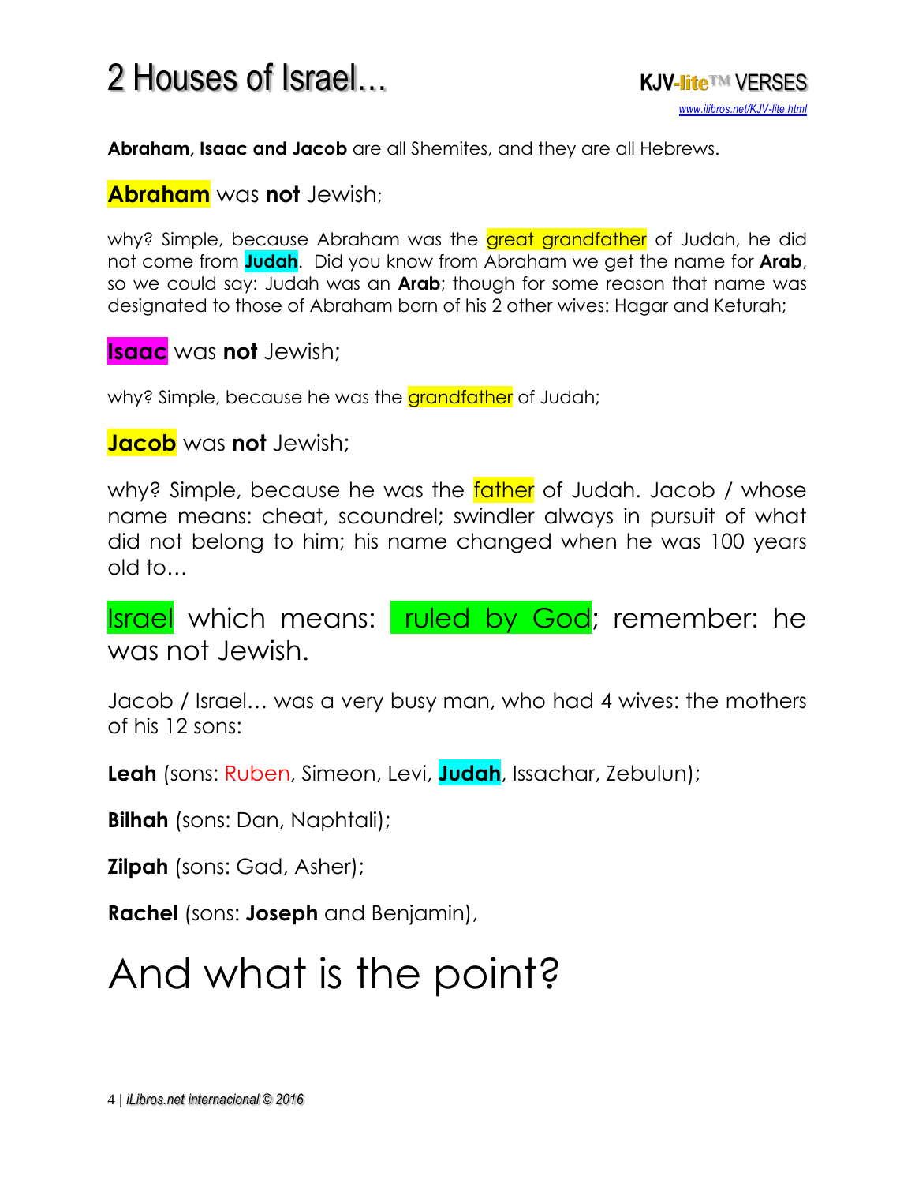**Abraham, Isaac and Jacob** are all Shemites, and they are all Hebrews.

**Abraham** was **not** Jewish;

why? Simple, because Abraham was the great grandfather of Judah, he did not come from **Judah**. Did you know from Abraham we get the name for **Arab**, so we could say: Judah was an **Arab**; though for some reason that name was designated to those of Abraham born of his 2 other wives: Hagar and Keturah;

**Isaac** was **not** Jewish;

why? Simple, because he was the grandfather of Judah;

**Jacob** was **not** Jewish;

why? Simple, because he was the father of Judah. Jacob / whose name means: cheat, scoundrel; swindler always in pursuit of what did not belong to him; his name changed when he was 100 years old to…

Israel which means: ruled by God; remember: he was not Jewish.

Jacob / Israel… was a very busy man, who had 4 wives: the mothers of his 12 sons:

**Leah** (sons: Ruben, Simeon, Levi, **Judah**, Issachar, Zebulun);

**Bilhah** (sons: Dan, Naphtali);

**Zilpah** (sons: Gad, Asher);

**Rachel** (sons: **Joseph** and Benjamin),

# And what is the point?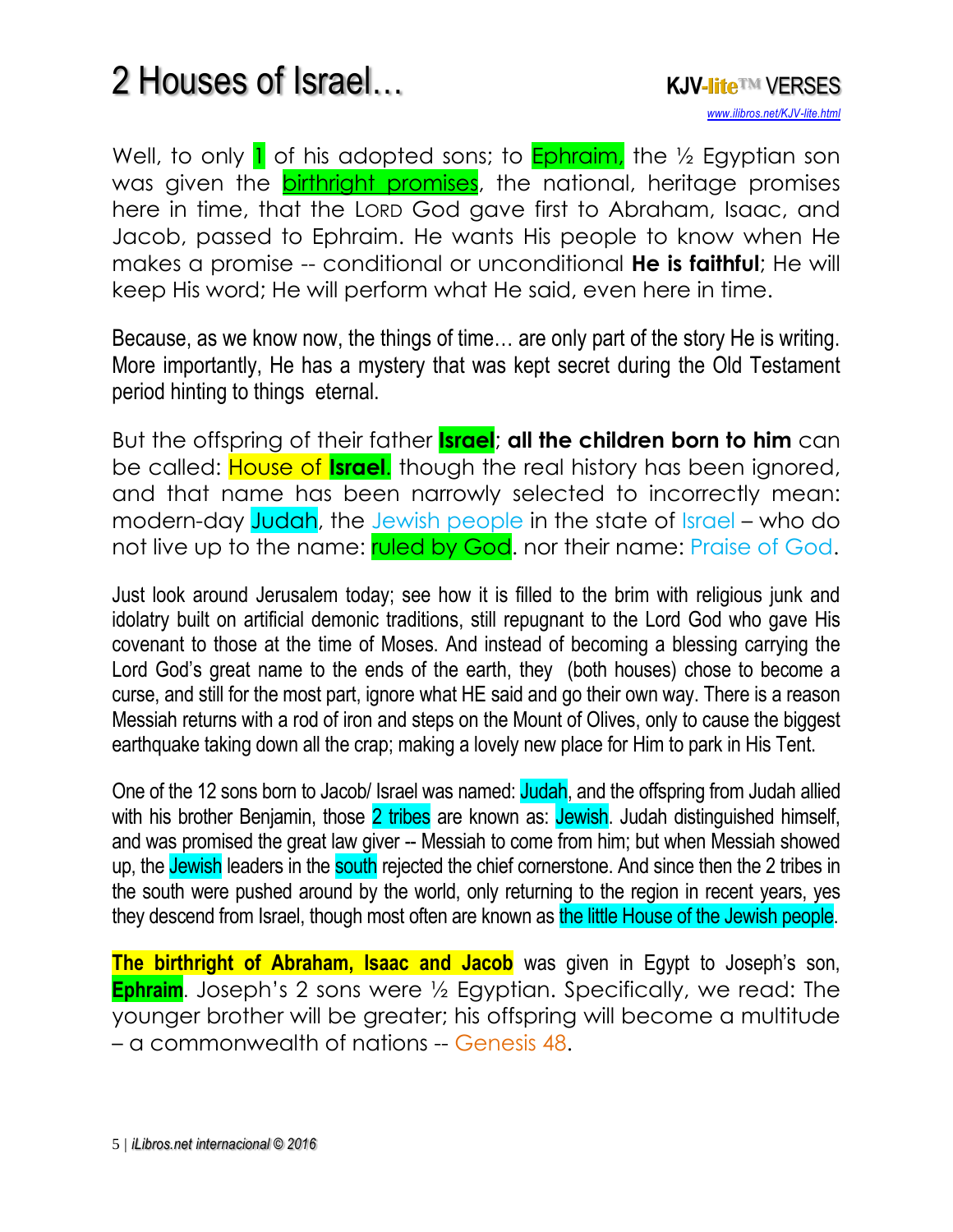Well, to only 1 of his adopted sons; to Ephraim, the ½ Egyptian son was given the birthright promises, the national, heritage promises here in time, that the LORD God gave first to Abraham, Isaac, and Jacob, passed to Ephraim. He wants His people to know when He makes a promise -- conditional or unconditional **He is faithful**; He will keep His word; He will perform what He said, even here in time.

Because, as we know now, the things of time… are only part of the story He is writing. More importantly, He has a mystery that was kept secret during the Old Testament period hinting to things eternal.

But the offspring of their father **Israel**; **all the children born to him** can be called: House of **Israel.** though the real history has been ignored, and that name has been narrowly selected to incorrectly mean: modern-day Judah, the Jewish people in the state of Israel – who do not live up to the name: ruled by God. nor their name: Praise of God.

Just look around Jerusalem today; see how it is filled to the brim with religious junk and idolatry built on artificial demonic traditions, still repugnant to the Lord God who gave His covenant to those at the time of Moses. And instead of becoming a blessing carrying the Lord God's great name to the ends of the earth, they (both houses) chose to become a curse, and still for the most part, ignore what HE said and go their own way. There is a reason Messiah returns with a rod of iron and steps on the Mount of Olives, only to cause the biggest earthquake taking down all the crap; making a lovely new place for Him to park in His Tent.

One of the 12 sons born to Jacob/ Israel was named: Judah, and the offspring from Judah allied with his brother Benjamin, those 2 tribes are known as: Jewish. Judah distinguished himself, and was promised the great law giver -- Messiah to come from him; but when Messiah showed up, the Jewish leaders in the south rejected the chief cornerstone. And since then the 2 tribes in the south were pushed around by the world, only returning to the region in recent years, yes they descend from Israel, though most often are known as the little House of the Jewish people.

**The birthright of Abraham, Isaac and Jacob** was given in Egypt to Joseph's son, **Ephraim**. Joseph's 2 sons were ½ Egyptian. Specifically, we read: The younger brother will be greater; his offspring will become a multitude – a commonwealth of nations -- Genesis 48.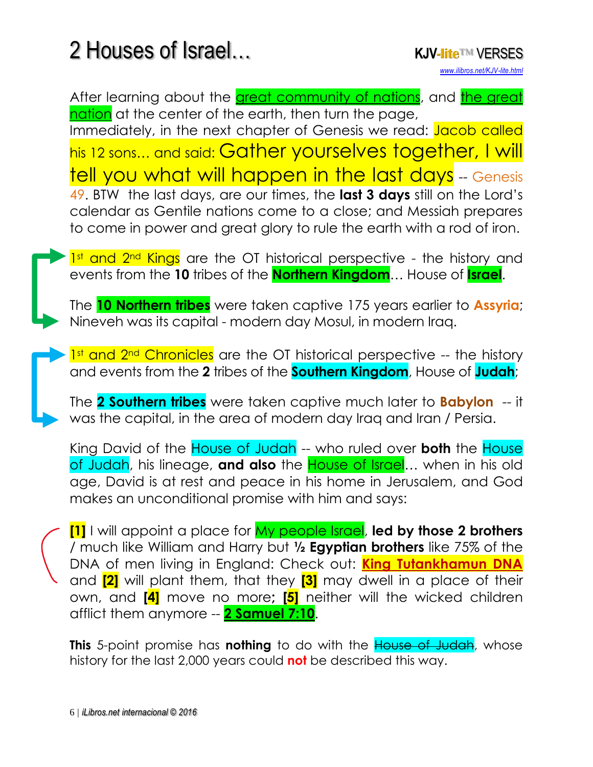# 2 Houses of Israel…

**KJV-lite™ VERSES**

*www.ilibros.net/KJV-lite.html*

After learning about the great community of nations, and the great nation at the center of the earth, then turn the page, Immediately, in the next chapter of Genesis we read: Jacob called his 12 sons… and said: Gather yourselves together, I will tell you what will happen in the last days -- Genesis 49. BTW the last days, are our times, the **last 3 days** still on the Lord's calendar as Gentile nations come to a close; and Messiah prepares to come in power and great glory to rule the earth with a rod of iron.

1st and 2nd Kings are the OT historical perspective - the history and events from the **10** tribes of the **Northern Kingdom**… House of **Israel**.

The **10 Northern tribes** were taken captive 175 years earlier to **Assyria**; Nineveh was its capital - modern day Mosul, in modern Iraq.

1st and 2nd Chronicles are the OT historical perspective -- the history and events from the **2** tribes of the **Southern Kingdom**, House of **Judah**;

The **2 Southern tribes** were taken captive much later to **Babylon** -- it was the capital, in the area of modern day Iraq and Iran / Persia.

King David of the House of Judah -- who ruled over **both** the House of Judah, his lineage, **and also** the House of Israel… when in his old age, David is at rest and peace in his home in Jerusalem, and God makes an unconditional promise with him and says:

**[1]** I will appoint a place for My people Israel, **led by those 2 brothers** / much like William and Harry but **½ Egyptian brothers** like 75% of the DNA of men living in England: Check out: **King Tutankhamun DNA** and **[2]** will plant them, that they **[3]** may dwell in a place of their own, and **[4]** move no more**;** **[5]** neither will the wicked children afflict them anymore -- **2 Samuel 7:10**.

**This** 5-point promise has **nothing** to do with the ~~House of Judah~~, whose history for the last 2,000 years could **not** be described this way.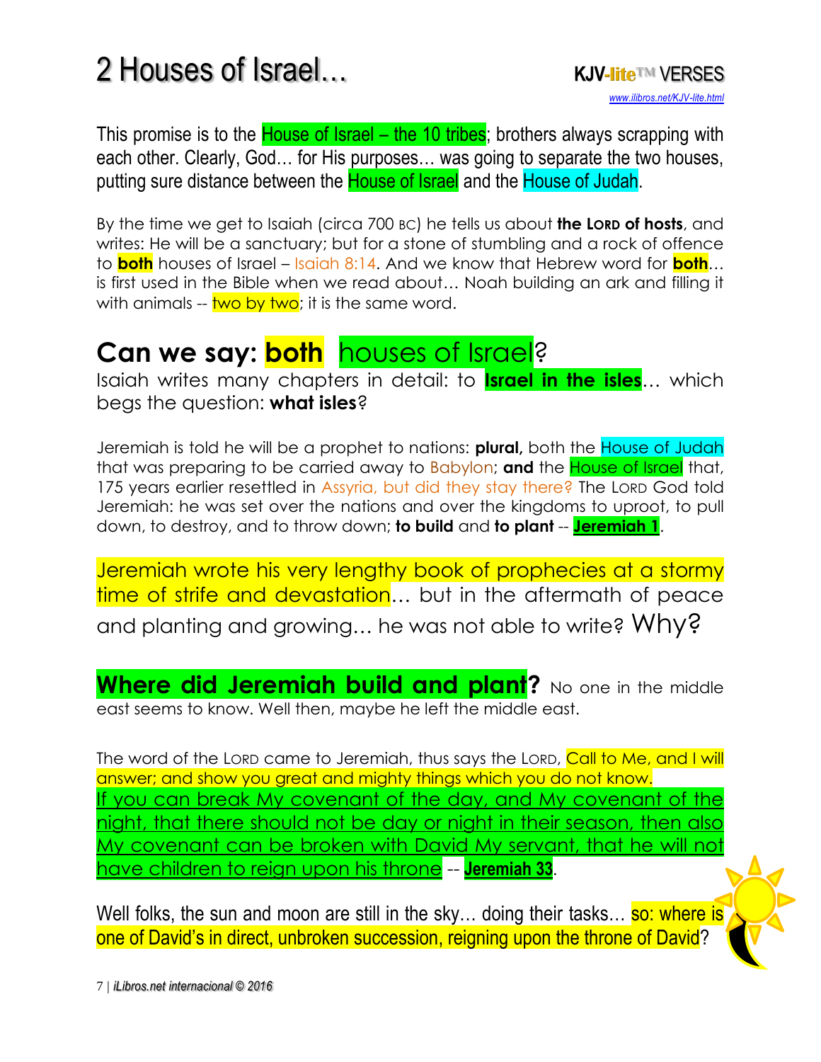This promise is to the House of Israel – the 10 tribes; brothers always scrapping with each other. Clearly, God… for His purposes… was going to separate the two houses, putting sure distance between the House of Israel and the House of Judah.

By the time we get to Isaiah (circa 700 BC) he tells us about **the LORD of hosts**, and writes: He will be a sanctuary; but for a stone of stumbling and a rock of offence to **both** houses of Israel – Isaiah 8:14. And we know that Hebrew word for **both**… is first used in the Bible when we read about… Noah building an ark and filling it with animals -- two by two; it is the same word.

## Can we say: both houses of Israel?

Isaiah writes many chapters in detail: to **Israel in the isles**… which begs the question: **what isles**?

Jeremiah is told he will be a prophet to nations: **plural,** both the House of Judah that was preparing to be carried away to Babylon; **and** the House of Israel that, 175 years earlier resettled in Assyria, but did they stay there? The LORD God told Jeremiah: he was set over the nations and over the kingdoms to uproot, to pull down, to destroy, and to throw down; **to build** and **to plant** -- **Jeremiah 1**.

Jeremiah wrote his very lengthy book of prophecies at a stormy time of strife and devastation… but in the aftermath of peace and planting and growing… he was not able to write? Why?

**Where did Jeremiah build and plant?** No one in the middle east seems to know. Well then, maybe he left the middle east.

The word of the LORD came to Jeremiah, thus says the LORD, Call to Me, and I will answer; and show you great and mighty things which you do not know. If you can break My covenant of the day, and My covenant of the night, that there should not be day or night in their season, then also My covenant can be broken with David My servant, that he will not have children to reign upon his throne -- **Jeremiah 33**.

Well folks, the sun and moon are still in the sky… doing their tasks… so: where is one of David's in direct, unbroken succession, reigning upon the throne of David?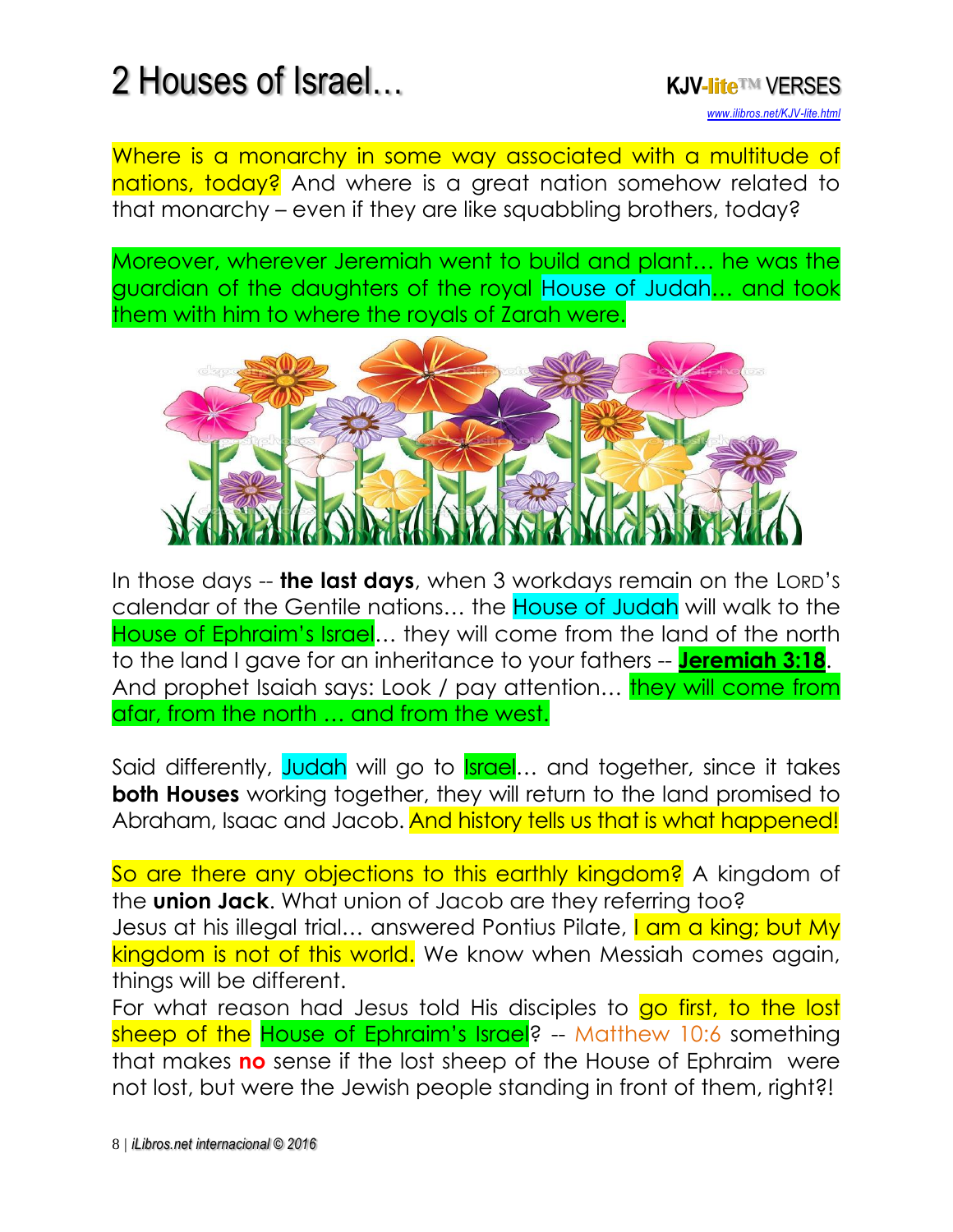Where is a monarchy in some way associated with a multitude of nations, today? And where is a great nation somehow related to that monarchy – even if they are like squabbling brothers, today?

Moreover, wherever Jeremiah went to build and plant… he was the guardian of the daughters of the royal House of Judah… and took them with him to where the royals of Zarah were.

In those days -- **the last days**, when 3 workdays remain on the LORD'S calendar of the Gentile nations… the House of Judah will walk to the House of Ephraim's Israel… they will come from the land of the north to the land I gave for an inheritance to your fathers -- **Jeremiah 3:18**. And prophet Isaiah says: Look / pay attention… they will come from afar, from the north … and from the west.

Said differently, Judah will go to Israel… and together, since it takes **both Houses** working together, they will return to the land promised to Abraham, Isaac and Jacob. And history tells us that is what happened!

So are there any objections to this earthly kingdom? A kingdom of the **union Jack**. What union of Jacob are they referring too?
Jesus at his illegal trial… answered Pontius Pilate, I am a king; but My kingdom is not of this world. We know when Messiah comes again, things will be different.
For what reason had Jesus told His disciples to go first, to the lost sheep of the House of Ephraim's Israel? -- Matthew 10:6 something that makes **no** sense if the lost sheep of the House of Ephraim were not lost, but were the Jewish people standing in front of them, right?!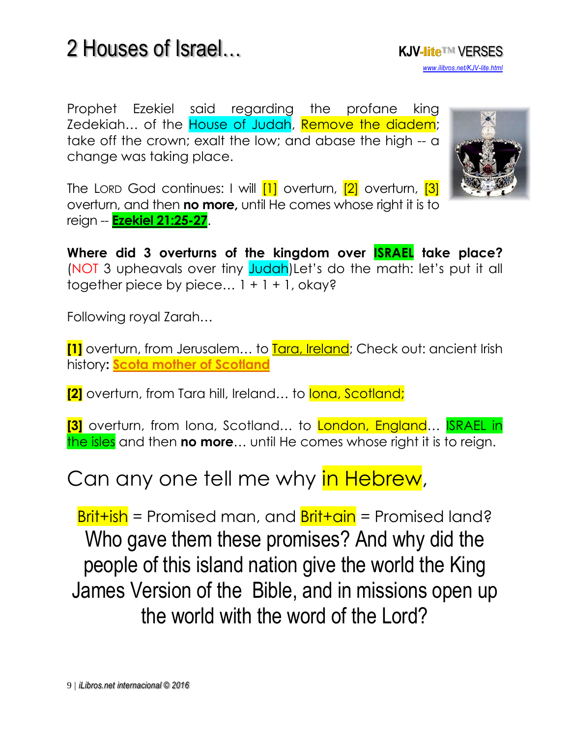# 2 Houses of Israel…

KJV-lite™ VERSES
www.ilibros.net/KJV-lite.html

Prophet Ezekiel said regarding the profane king Zedekiah… of the House of Judah, Remove the diadem; take off the crown; exalt the low; and abase the high -- a change was taking place.

The LORD God continues: I will [1] overturn, [2] overturn, [3] overturn, and then **no more,** until He comes whose right it is to reign -- **Ezekiel 21:25-27**.

**Where did 3 overturns of the kingdom over ISRAEL take place?** (NOT 3 upheavals over tiny Judah)Let's do the math: let's put it all together piece by piece… 1 + 1 + 1, okay?

Following royal Zarah…

**[1]** overturn, from Jerusalem… to Tara, Ireland; Check out: ancient Irish history**:** **Scota mother of Scotland**

**[2]** overturn, from Tara hill, Ireland… to Iona, Scotland;

**[3]** overturn, from Iona, Scotland… to London, England… ISRAEL in the isles and then **no more**… until He comes whose right it is to reign.

## Can any one tell me why in Hebrew,

Brit+ish = Promised man, and Brit+ain = Promised land?

Who gave them these promises? And why did the people of this island nation give the world the King James Version of the Bible, and in missions open up the world with the word of the Lord?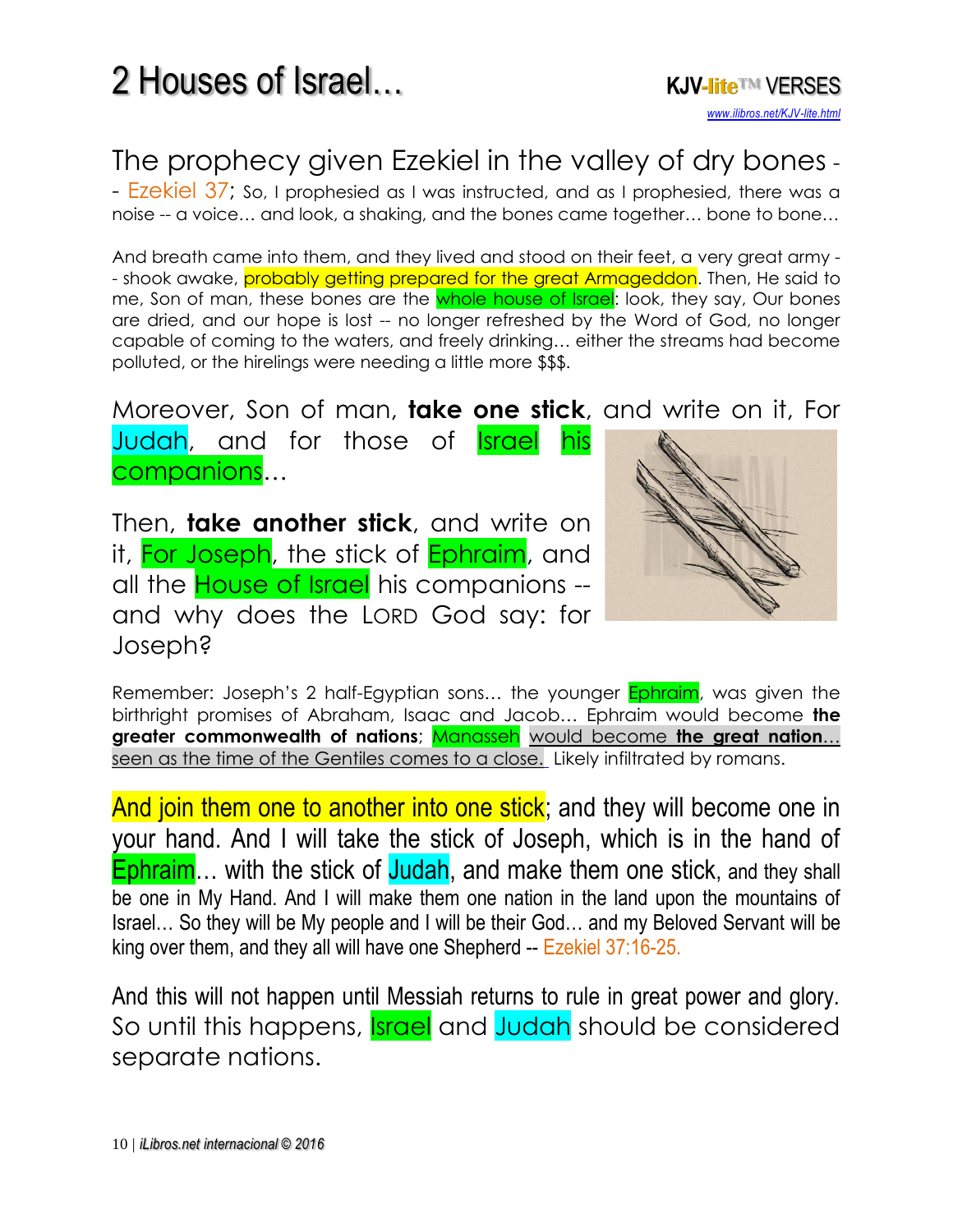# 2 Houses of Israel…

**KJV-lite™ VERSES**
*www.ilibros.net/KJV-lite.html*

## The prophecy given Ezekiel in the valley of dry bones -- Ezekiel 37;

So, I prophesied as I was instructed, and as I prophesied, there was a noise -- a voice… and look, a shaking, and the bones came together… bone to bone…

And breath came into them, and they lived and stood on their feet, a very great army -- shook awake, probably getting prepared for the great Armageddon. Then, He said to me, Son of man, these bones are the whole house of Israel: look, they say, Our bones are dried, and our hope is lost -- no longer refreshed by the Word of God, no longer capable of coming to the waters, and freely drinking… either the streams had become polluted, or the hirelings were needing a little more $$$.

Moreover, Son of man, **take one stick**, and write on it, For Judah, and for those of Israel his companions…

Then, **take another stick**, and write on it, For Joseph, the stick of Ephraim, and all the House of Israel his companions -- and why does the LORD God say: for Joseph?

Remember: Joseph's 2 half-Egyptian sons… the younger Ephraim, was given the birthright promises of Abraham, Isaac and Jacob… Ephraim would become **the greater commonwealth of nations**; Manasseh would become **the great nation**… seen as the time of the Gentiles comes to a close. Likely infiltrated by romans.

And join them one to another into one stick; and they will become one in your hand. And I will take the stick of Joseph, which is in the hand of Ephraim… with the stick of Judah, and make them one stick, and they shall be one in My Hand. And I will make them one nation in the land upon the mountains of Israel… So they will be My people and I will be their God… and my Beloved Servant will be king over them, and they all will have one Shepherd -- Ezekiel 37:16-25.

And this will not happen until Messiah returns to rule in great power and glory. So until this happens, Israel and Judah should be considered separate nations.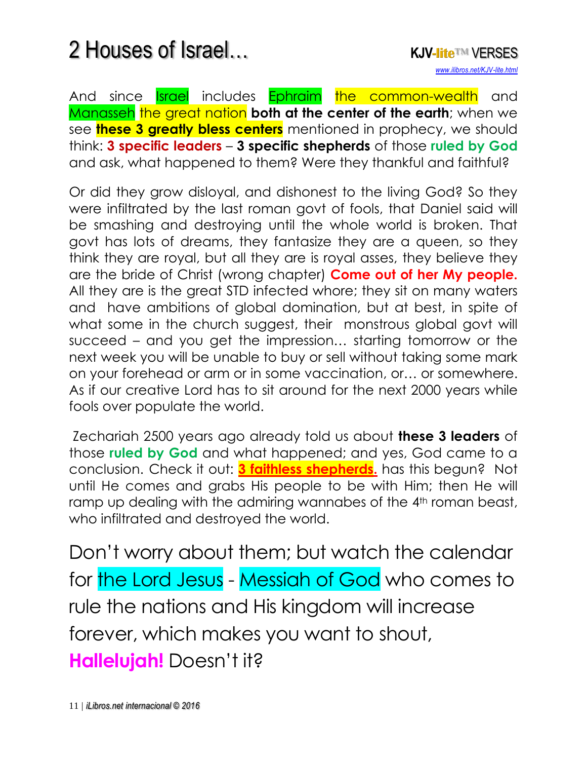And since Israel includes Ephraim the common-wealth and Manasseh the great nation **both at the center of the earth**; when we see **these 3 greatly bless centers** mentioned in prophecy, we should think: **3 specific leaders** – **3 specific shepherds** of those **ruled by God** and ask, what happened to them? Were they thankful and faithful?

Or did they grow disloyal, and dishonest to the living God? So they were infiltrated by the last roman govt of fools, that Daniel said will be smashing and destroying until the whole world is broken. That govt has lots of dreams, they fantasize they are a queen, so they think they are royal, but all they are is royal asses, they believe they are the bride of Christ (wrong chapter) **Come out of her My people.** All they are is the great STD infected whore; they sit on many waters and have ambitions of global domination, but at best, in spite of what some in the church suggest, their monstrous global govt will succeed – and you get the impression… starting tomorrow or the next week you will be unable to buy or sell without taking some mark on your forehead or arm or in some vaccination, or… or somewhere. As if our creative Lord has to sit around for the next 2000 years while fools over populate the world.

Zechariah 2500 years ago already told us about **these 3 leaders** of those **ruled by God** and what happened; and yes, God came to a conclusion. Check it out: **3 faithless shepherds.** has this begun? Not until He comes and grabs His people to be with Him; then He will ramp up dealing with the admiring wannabes of the 4th roman beast, who infiltrated and destroyed the world.

Don't worry about them; but watch the calendar for the Lord Jesus - Messiah of God who comes to rule the nations and His kingdom will increase forever, which makes you want to shout, **Hallelujah!** Doesn't it?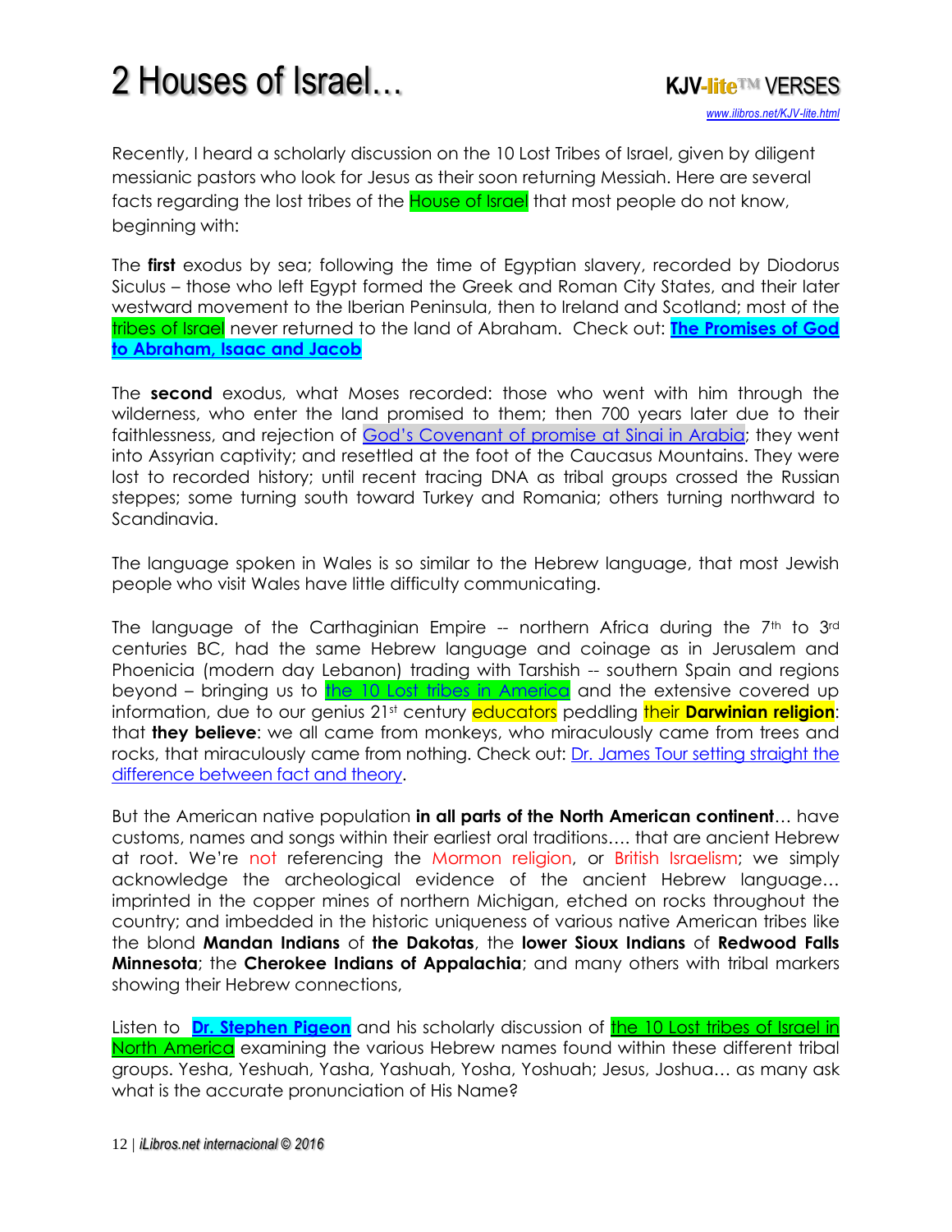Recently, I heard a scholarly discussion on the 10 Lost Tribes of Israel, given by diligent messianic pastors who look for Jesus as their soon returning Messiah. Here are several facts regarding the lost tribes of the House of Israel that most people do not know, beginning with:

The **first** exodus by sea; following the time of Egyptian slavery, recorded by Diodorus Siculus – those who left Egypt formed the Greek and Roman City States, and their later westward movement to the Iberian Peninsula, then to Ireland and Scotland; most of the tribes of Israel never returned to the land of Abraham. Check out: **The Promises of God to Abraham, Isaac and Jacob**

The **second** exodus, what Moses recorded: those who went with him through the wilderness, who enter the land promised to them; then 700 years later due to their faithlessness, and rejection of God's Covenant of promise at Sinai in Arabia; they went into Assyrian captivity; and resettled at the foot of the Caucasus Mountains. They were lost to recorded history; until recent tracing DNA as tribal groups crossed the Russian steppes; some turning south toward Turkey and Romania; others turning northward to Scandinavia.

The language spoken in Wales is so similar to the Hebrew language, that most Jewish people who visit Wales have little difficulty communicating.

The language of the Carthaginian Empire -- northern Africa during the 7th to 3rd centuries BC, had the same Hebrew language and coinage as in Jerusalem and Phoenicia (modern day Lebanon) trading with Tarshish -- southern Spain and regions beyond – bringing us to the 10 Lost tribes in America and the extensive covered up information, due to our genius 21st century educators peddling their **Darwinian religion**: that **they believe**: we all came from monkeys, who miraculously came from trees and rocks, that miraculously came from nothing. Check out: Dr. James Tour setting straight the difference between fact and theory.

But the American native population **in all parts of the North American continent**… have customs, names and songs within their earliest oral traditions…. that are ancient Hebrew at root. We're not referencing the Mormon religion, or British Israelism; we simply acknowledge the archeological evidence of the ancient Hebrew language… imprinted in the copper mines of northern Michigan, etched on rocks throughout the country; and imbedded in the historic uniqueness of various native American tribes like the blond **Mandan Indians** of **the Dakotas**, the **lower Sioux Indians** of **Redwood Falls Minnesota**; the **Cherokee Indians of Appalachia**; and many others with tribal markers showing their Hebrew connections,

Listen to **Dr. Stephen Pigeon** and his scholarly discussion of the 10 Lost tribes of Israel in North America examining the various Hebrew names found within these different tribal groups. Yesha, Yeshuah, Yasha, Yashuah, Yosha, Yoshuah; Jesus, Joshua… as many ask what is the accurate pronunciation of His Name?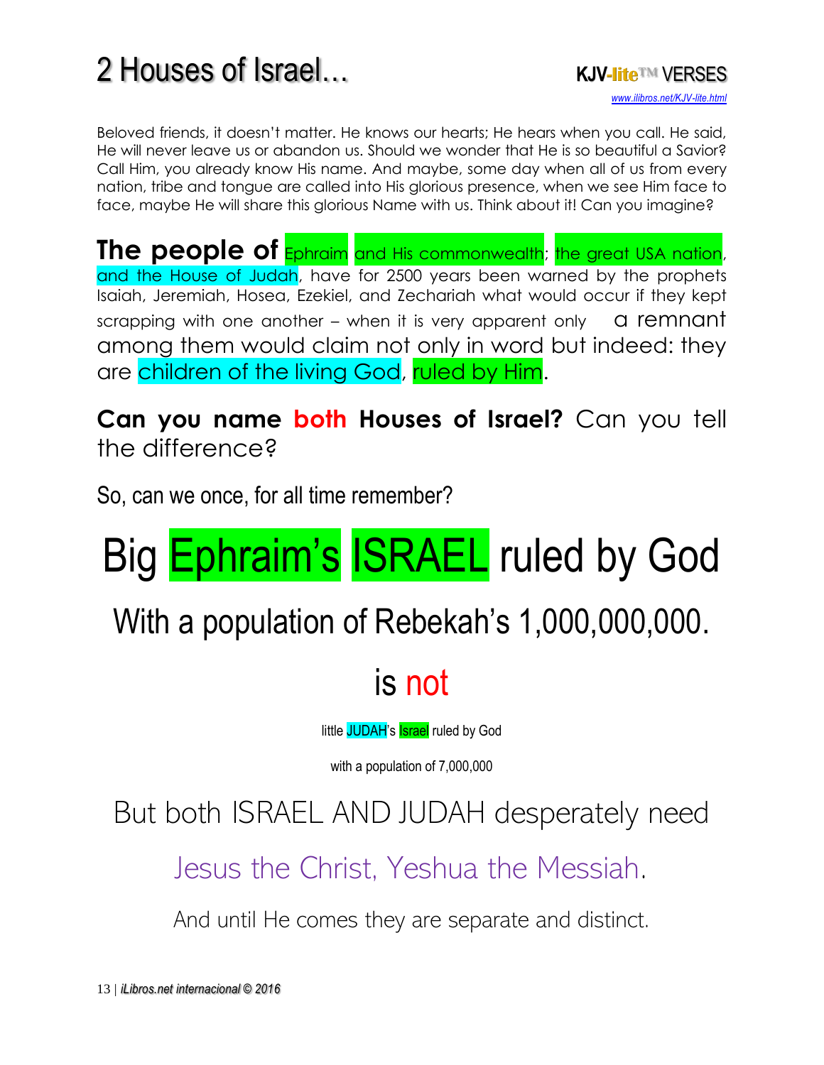Beloved friends, it doesn't matter. He knows our hearts; He hears when you call. He said, He will never leave us or abandon us. Should we wonder that He is so beautiful a Savior? Call Him, you already know His name. And maybe, some day when all of us from every nation, tribe and tongue are called into His glorious presence, when we see Him face to face, maybe He will share this glorious Name with us. Think about it! Can you imagine?

**The people of** Ephraim and His commonwealth; the great USA nation, and the House of Judah, have for 2500 years been warned by the prophets Isaiah, Jeremiah, Hosea, Ezekiel, and Zechariah what would occur if they kept scrapping with one another – when it is very apparent only a remnant among them would claim not only in word but indeed: they are children of the living God, ruled by Him.

**Can you name both Houses of Israel?** Can you tell the difference?

So, can we once, for all time remember?

# Big Ephraim's ISRAEL ruled by God

## With a population of Rebekah's 1,000,000,000.

## is not

little JUDAH's Israel ruled by God

with a population of 7,000,000

## But both ISRAEL AND JUDAH desperately need

## Jesus the Christ, Yeshua the Messiah.

And until He comes they are separate and distinct.